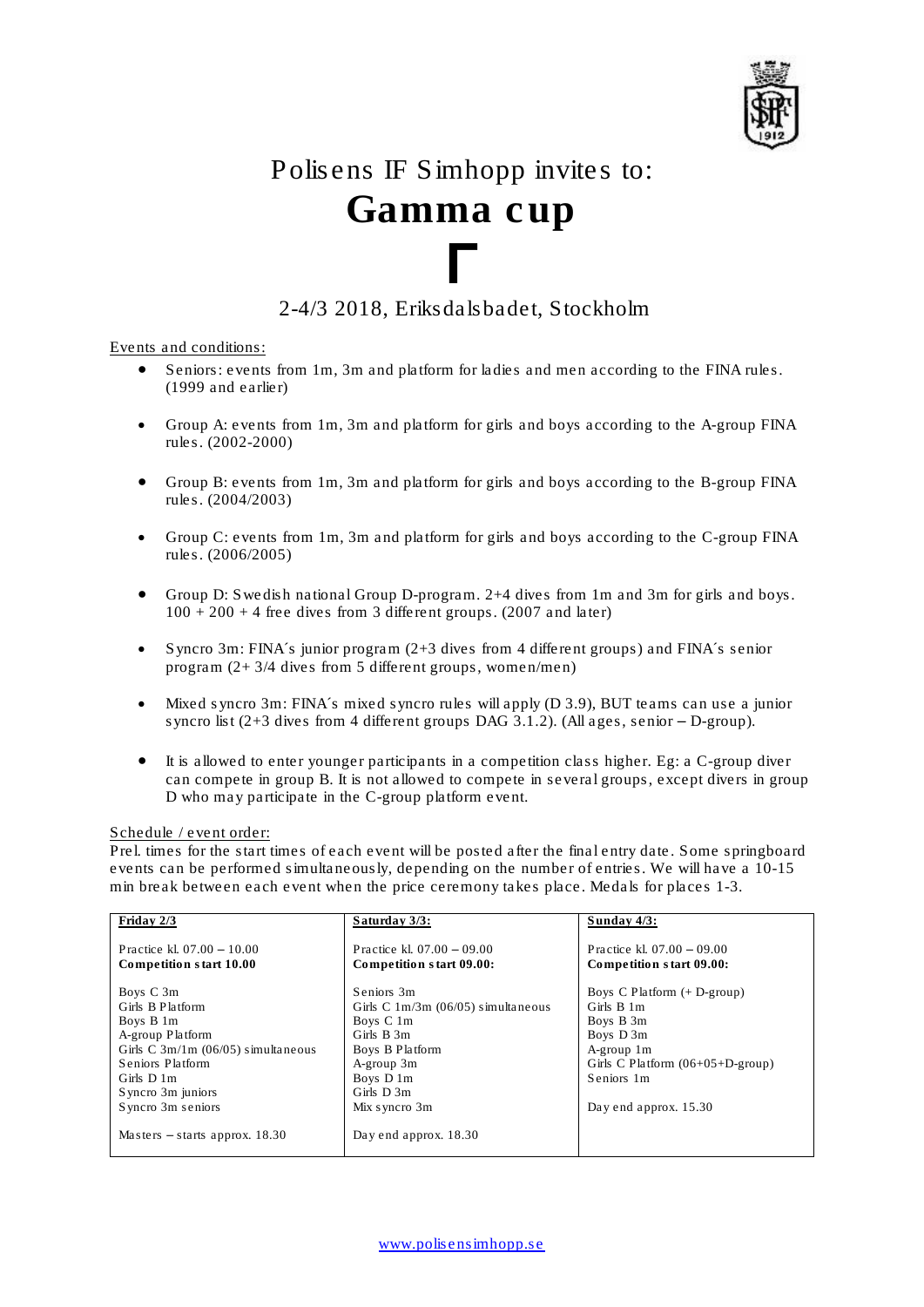Polisens IF Simhopp invites to:

# Gamma cup

# Γ

2-4/3 2018, Eriksdalsbadet, Stockholm

Events and conditions:

- Seniors: events from 1m, 3m and platform for ladies and men according to the FINA rules. (1999 and earlier)
- Group A: events from 1m, 3m and platform for girls and boys according to the A-group FINA rules. (2002-2000)
- Group B: events from 1m, 3m and platform for girls and boys according to the B-group FINA rules. (2004/2003)
- Group C: events from 1m, 3m and platform for girls and boys according to the C-group FINA rules. (2006/2005)
- Group D: Swedish national Group D-program. 2+4 dives from 1m and 3m for girls and boys. 100 + 200 + 4 free dives from 3 different groups. (2007 and later)
- Syncro 3m: FINA´s junior program (2+3 dives from 4 different groups) and FINA´s senior program (2+ 3/4 dives from 5 different groups, women/men)
- Mixed syncro 3m: FINA´s mixed syncro rules will apply (D 3.9), BUT teams can use a junior syncro list (2+3 dives from 4 different groups DAG 3.1.2). (All ages, senior – D-group).
- It is allowed to enter younger participants in a competition class higher. Eg: a C-group diver can compete in group B. It is not allowed to compete in several groups, except divers in group D who may participate in the C-group platform event.

Schedule / event order:

Prel. times for the start times of each event will be posted after the final entry date. Some springboard events can be performed simultaneously, depending on the number of entries. We will have a 10-15 min break between each event when the price ceremony takes place. Medals for places 1-3.

| **Friday 2/3** | **Saturday 3/3:** | **Sunday 4/3:** |
|---|---|---|
| Practice kl. 07.00 – 10.00 | Practice kl. 07.00 – 09.00 | Practice kl. 07.00 – 09.00 |
| **Competition start 10.00** | **Competition start 09.00:** | **Competition start 09.00:** |
| Boys C 3m | Seniors 3m | Boys C Platform (+ D-group) |
| Girls B Platform | Girls C 1m/3m (06/05) simultaneous | Girls B 1m |
| Boys B 1m | Boys C 1m | Boys B 3m |
| A-group Platform | Girls B 3m | Boys D 3m |
| Girls C 3m/1m (06/05) simultaneous | Boys B Platform | A-group 1m |
| Seniors Platform | A-group 3m | Girls C Platform (06+05+D-group) |
| Girls D 1m | Boys D 1m | Seniors 1m |
| Syncro 3m juniors | Girls D 3m | |
| Syncro 3m seniors | Mix syncro 3m | Day end approx. 15.30 |
| Masters – starts approx. 18.30 | Day end approx. 18.30 | |

www.polisensimhopp.se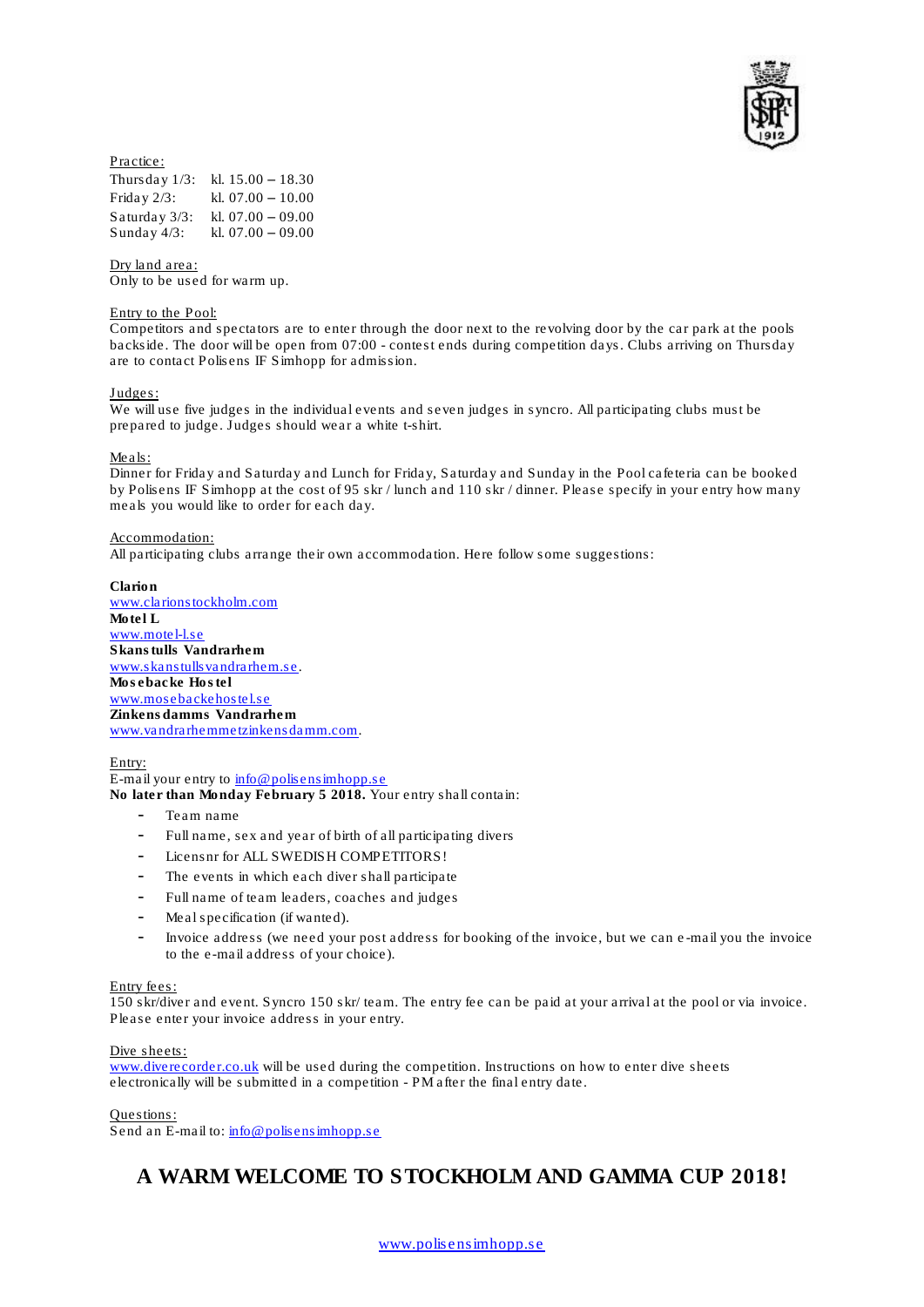Practice:

| | |
|---|---|
| Thursday 1/3: | kl. 15.00 – 18.30 |
| Friday 2/3: | kl. 07.00 – 10.00 |
| Saturday 3/3: | kl. 07.00 – 09.00 |
| Sunday 4/3: | kl. 07.00 – 09.00 |

Dry land area:
Only to be used for warm up.

Entry to the Pool:
Competitors and spectators are to enter through the door next to the revolving door by the car park at the pools backside. The door will be open from 07:00 - contest ends during competition days. Clubs arriving on Thursday are to contact Polisens IF Simhopp for admission.

Judges:
We will use five judges in the individual events and seven judges in syncro. All participating clubs must be prepared to judge. Judges should wear a white t-shirt.

Meals:
Dinner for Friday and Saturday and Lunch for Friday, Saturday and Sunday in the Pool cafeteria can be booked by Polisens IF Simhopp at the cost of 95 skr / lunch and 110 skr / dinner. Please specify in your entry how many meals you would like to order for each day.

Accommodation:
All participating clubs arrange their own accommodation. Here follow some suggestions:

**Clarion**
www.clarionstockholm.com
**Motel L**
www.motel-l.se
**Skanstulls Vandrarhem**
www.skanstullsvandrarhem.se.
**Mosebacke Hostel**
www.mosebackehostel.se
**Zinkensdamms Vandrarhem**
www.vandrarhemmetzinkensdamm.com.

Entry:
E-mail your entry to info@polisensimhopp.se
**No later than Monday February 5 2018.** Your entry shall contain:

- Team name
- Full name, sex and year of birth of all participating divers
- Licensnr for ALL SWEDISH COMPETITORS!
- The events in which each diver shall participate
- Full name of team leaders, coaches and judges
- Meal specification (if wanted).
- Invoice address (we need your post address for booking of the invoice, but we can e-mail you the invoice to the e-mail address of your choice).

Entry fees:
150 skr/diver and event. Syncro 150 skr/ team. The entry fee can be paid at your arrival at the pool or via invoice. Please enter your invoice address in your entry.

Dive sheets:
www.diverecorder.co.uk will be used during the competition. Instructions on how to enter dive sheets electronically will be submitted in a competition - PM after the final entry date.

Questions:
Send an E-mail to: info@polisensimhopp.se

## A WARM WELCOME TO STOCKHOLM AND GAMMA CUP 2018!

www.polisensimhopp.se